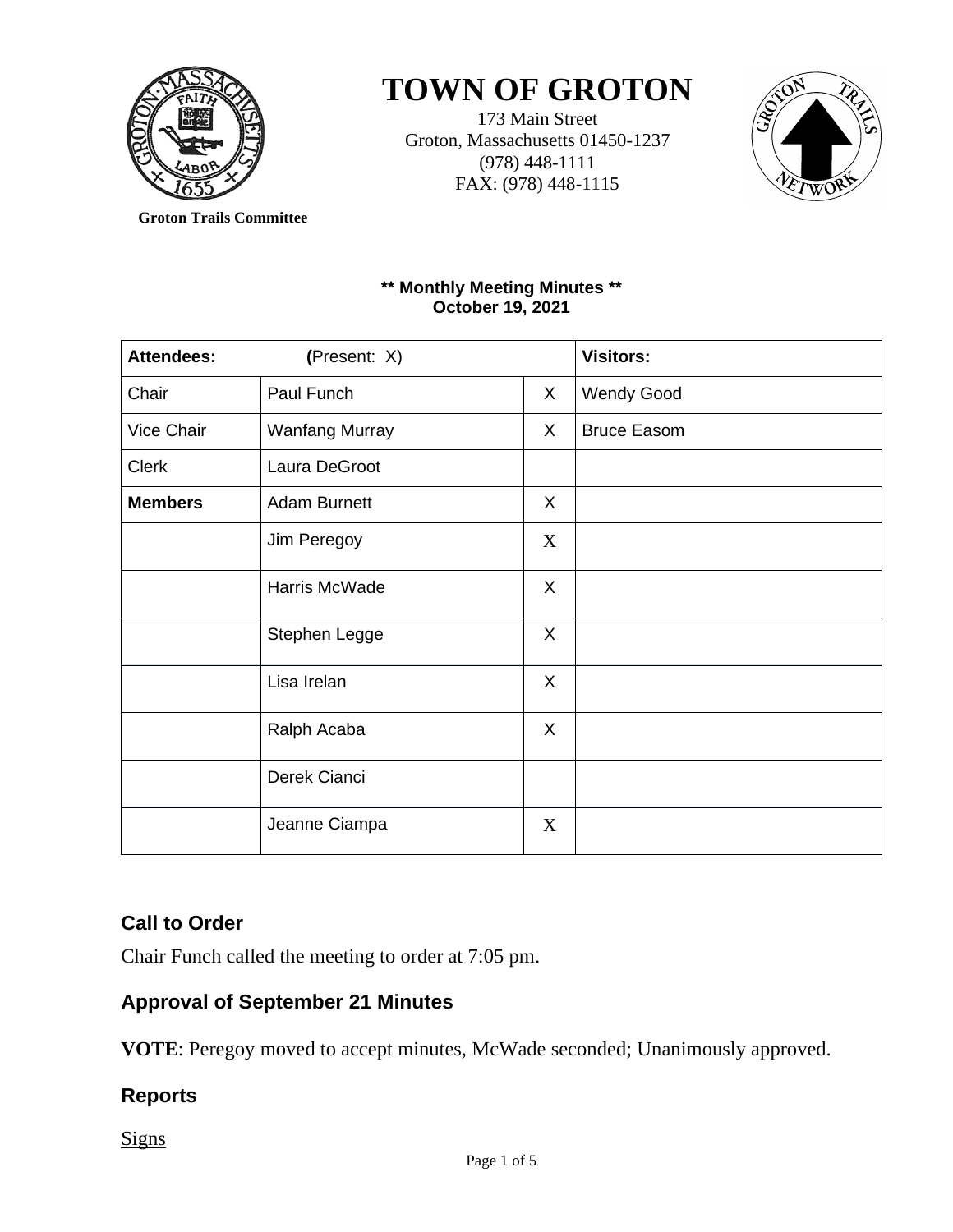# TOWN OF GROTON

173 Main Street
Groton, Massachusetts 01450-1237
(978) 448-1111
FAX: (978) 448-1115

**Groton Trails Committee**

**\*\* Monthly Meeting Minutes \*\***
**October 19, 2021**

| **Attendees:** | **(**Present: X) | | **Visitors:** |
|---|---|---|---|
| Chair | Paul Funch | X | Wendy Good |
| Vice Chair | Wanfang Murray | X | Bruce Easom |
| Clerk | Laura DeGroot | | |
| **Members** | Adam Burnett | X | |
| | Jim Peregoy | X | |
| | Harris McWade | X | |
| | Stephen Legge | X | |
| | Lisa Irelan | X | |
| | Ralph Acaba | X | |
| | Derek Cianci | | |
| | Jeanne Ciampa | X | |

## Call to Order

Chair Funch called the meeting to order at 7:05 pm.

## Approval of September 21 Minutes

**VOTE**: Peregoy moved to accept minutes, McWade seconded; Unanimously approved.

## Reports

Signs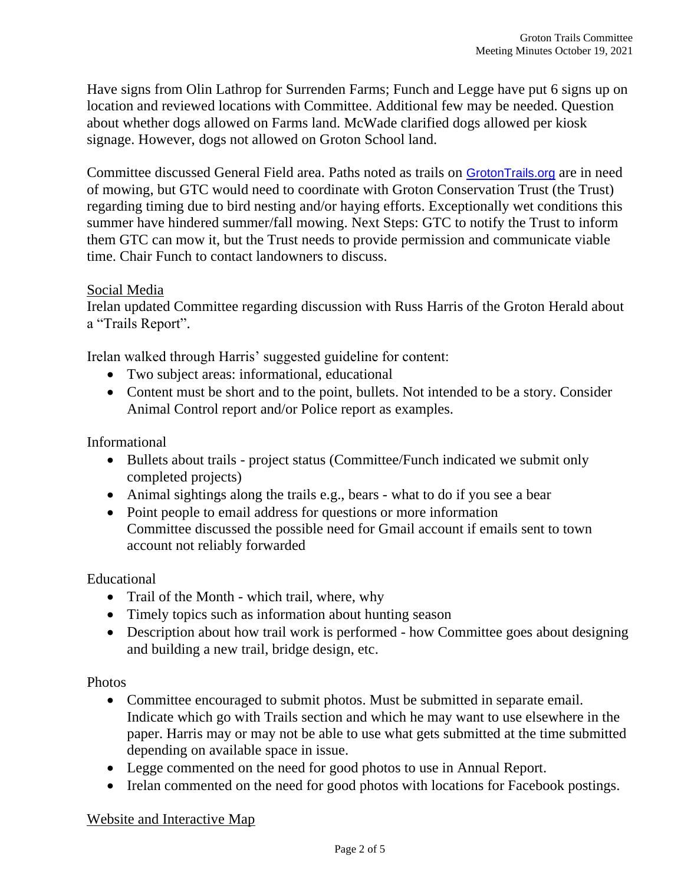Have signs from Olin Lathrop for Surrenden Farms; Funch and Legge have put 6 signs up on location and reviewed locations with Committee. Additional few may be needed. Question about whether dogs allowed on Farms land. McWade clarified dogs allowed per kiosk signage. However, dogs not allowed on Groton School land.

Committee discussed General Field area. Paths noted as trails on GrotonTrails.org are in need of mowing, but GTC would need to coordinate with Groton Conservation Trust (the Trust) regarding timing due to bird nesting and/or haying efforts. Exceptionally wet conditions this summer have hindered summer/fall mowing. Next Steps: GTC to notify the Trust to inform them GTC can mow it, but the Trust needs to provide permission and communicate viable time. Chair Funch to contact landowners to discuss.

<u>Social Media</u>

Irelan updated Committee regarding discussion with Russ Harris of the Groton Herald about a "Trails Report".

Irelan walked through Harris' suggested guideline for content:

- Two subject areas: informational, educational
- Content must be short and to the point, bullets. Not intended to be a story. Consider Animal Control report and/or Police report as examples.

Informational

- Bullets about trails - project status (Committee/Funch indicated we submit only completed projects)
- Animal sightings along the trails e.g., bears - what to do if you see a bear
- Point people to email address for questions or more information
  Committee discussed the possible need for Gmail account if emails sent to town account not reliably forwarded

Educational

- Trail of the Month - which trail, where, why
- Timely topics such as information about hunting season
- Description about how trail work is performed - how Committee goes about designing and building a new trail, bridge design, etc.

Photos

- Committee encouraged to submit photos. Must be submitted in separate email. Indicate which go with Trails section and which he may want to use elsewhere in the paper. Harris may or may not be able to use what gets submitted at the time submitted depending on available space in issue.
- Legge commented on the need for good photos to use in Annual Report.
- Irelan commented on the need for good photos with locations for Facebook postings.

<u>Website and Interactive Map</u>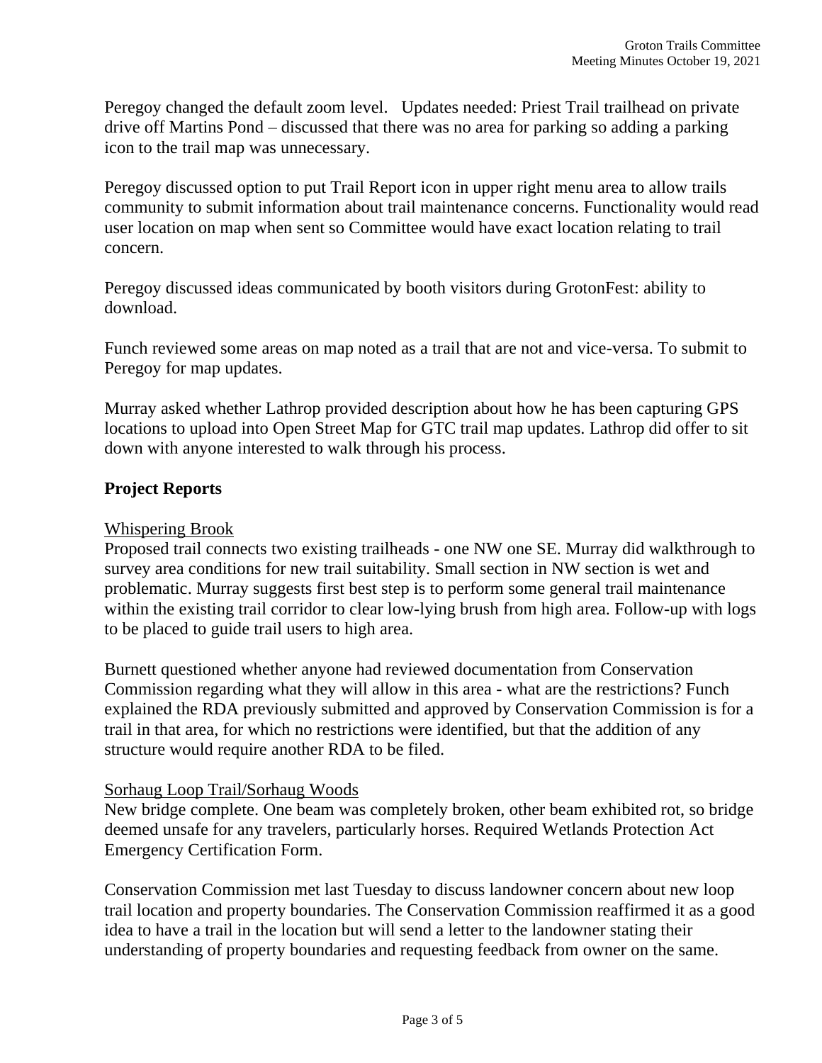Peregoy changed the default zoom level. Updates needed: Priest Trail trailhead on private drive off Martins Pond – discussed that there was no area for parking so adding a parking icon to the trail map was unnecessary.

Peregoy discussed option to put Trail Report icon in upper right menu area to allow trails community to submit information about trail maintenance concerns. Functionality would read user location on map when sent so Committee would have exact location relating to trail concern.

Peregoy discussed ideas communicated by booth visitors during GrotonFest: ability to download.

Funch reviewed some areas on map noted as a trail that are not and vice-versa. To submit to Peregoy for map updates.

Murray asked whether Lathrop provided description about how he has been capturing GPS locations to upload into Open Street Map for GTC trail map updates. Lathrop did offer to sit down with anyone interested to walk through his process.

## Project Reports

Whispering Brook

Proposed trail connects two existing trailheads - one NW one SE. Murray did walkthrough to survey area conditions for new trail suitability. Small section in NW section is wet and problematic. Murray suggests first best step is to perform some general trail maintenance within the existing trail corridor to clear low-lying brush from high area. Follow-up with logs to be placed to guide trail users to high area.

Burnett questioned whether anyone had reviewed documentation from Conservation Commission regarding what they will allow in this area - what are the restrictions? Funch explained the RDA previously submitted and approved by Conservation Commission is for a trail in that area, for which no restrictions were identified, but that the addition of any structure would require another RDA to be filed.

Sorhaug Loop Trail/Sorhaug Woods

New bridge complete. One beam was completely broken, other beam exhibited rot, so bridge deemed unsafe for any travelers, particularly horses. Required Wetlands Protection Act Emergency Certification Form.

Conservation Commission met last Tuesday to discuss landowner concern about new loop trail location and property boundaries. The Conservation Commission reaffirmed it as a good idea to have a trail in the location but will send a letter to the landowner stating their understanding of property boundaries and requesting feedback from owner on the same.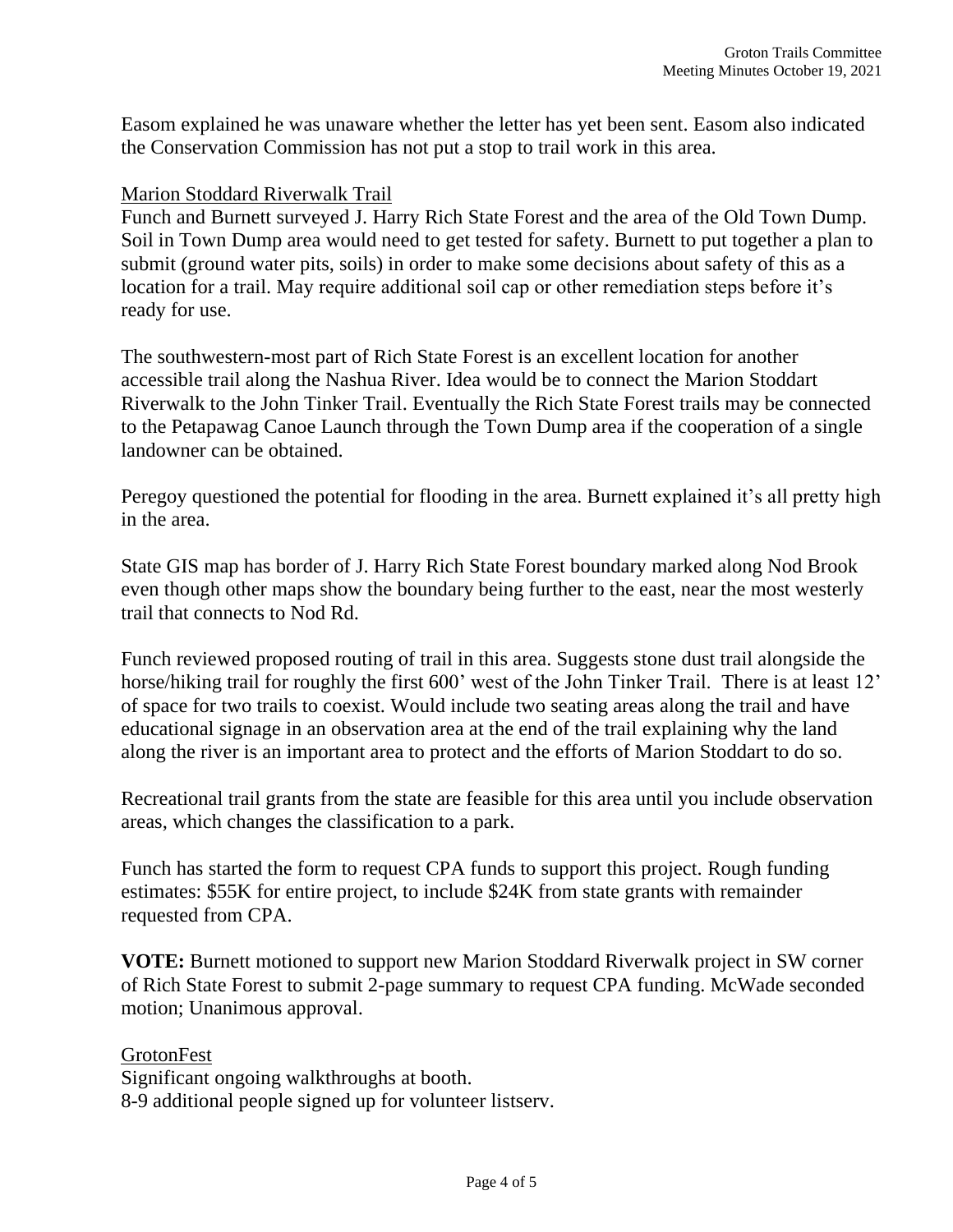Easom explained he was unaware whether the letter has yet been sent. Easom also indicated the Conservation Commission has not put a stop to trail work in this area.

Marion Stoddard Riverwalk Trail

Funch and Burnett surveyed J. Harry Rich State Forest and the area of the Old Town Dump. Soil in Town Dump area would need to get tested for safety. Burnett to put together a plan to submit (ground water pits, soils) in order to make some decisions about safety of this as a location for a trail. May require additional soil cap or other remediation steps before it's ready for use.

The southwestern-most part of Rich State Forest is an excellent location for another accessible trail along the Nashua River. Idea would be to connect the Marion Stoddart Riverwalk to the John Tinker Trail. Eventually the Rich State Forest trails may be connected to the Petapawag Canoe Launch through the Town Dump area if the cooperation of a single landowner can be obtained.

Peregoy questioned the potential for flooding in the area. Burnett explained it's all pretty high in the area.

State GIS map has border of J. Harry Rich State Forest boundary marked along Nod Brook even though other maps show the boundary being further to the east, near the most westerly trail that connects to Nod Rd.

Funch reviewed proposed routing of trail in this area. Suggests stone dust trail alongside the horse/hiking trail for roughly the first 600' west of the John Tinker Trail. There is at least 12' of space for two trails to coexist. Would include two seating areas along the trail and have educational signage in an observation area at the end of the trail explaining why the land along the river is an important area to protect and the efforts of Marion Stoddart to do so.

Recreational trail grants from the state are feasible for this area until you include observation areas, which changes the classification to a park.

Funch has started the form to request CPA funds to support this project. Rough funding estimates: $55K for entire project, to include $24K from state grants with remainder requested from CPA.

**VOTE:** Burnett motioned to support new Marion Stoddard Riverwalk project in SW corner of Rich State Forest to submit 2-page summary to request CPA funding. McWade seconded motion; Unanimous approval.

GrotonFest

Significant ongoing walkthroughs at booth.
8-9 additional people signed up for volunteer listserv.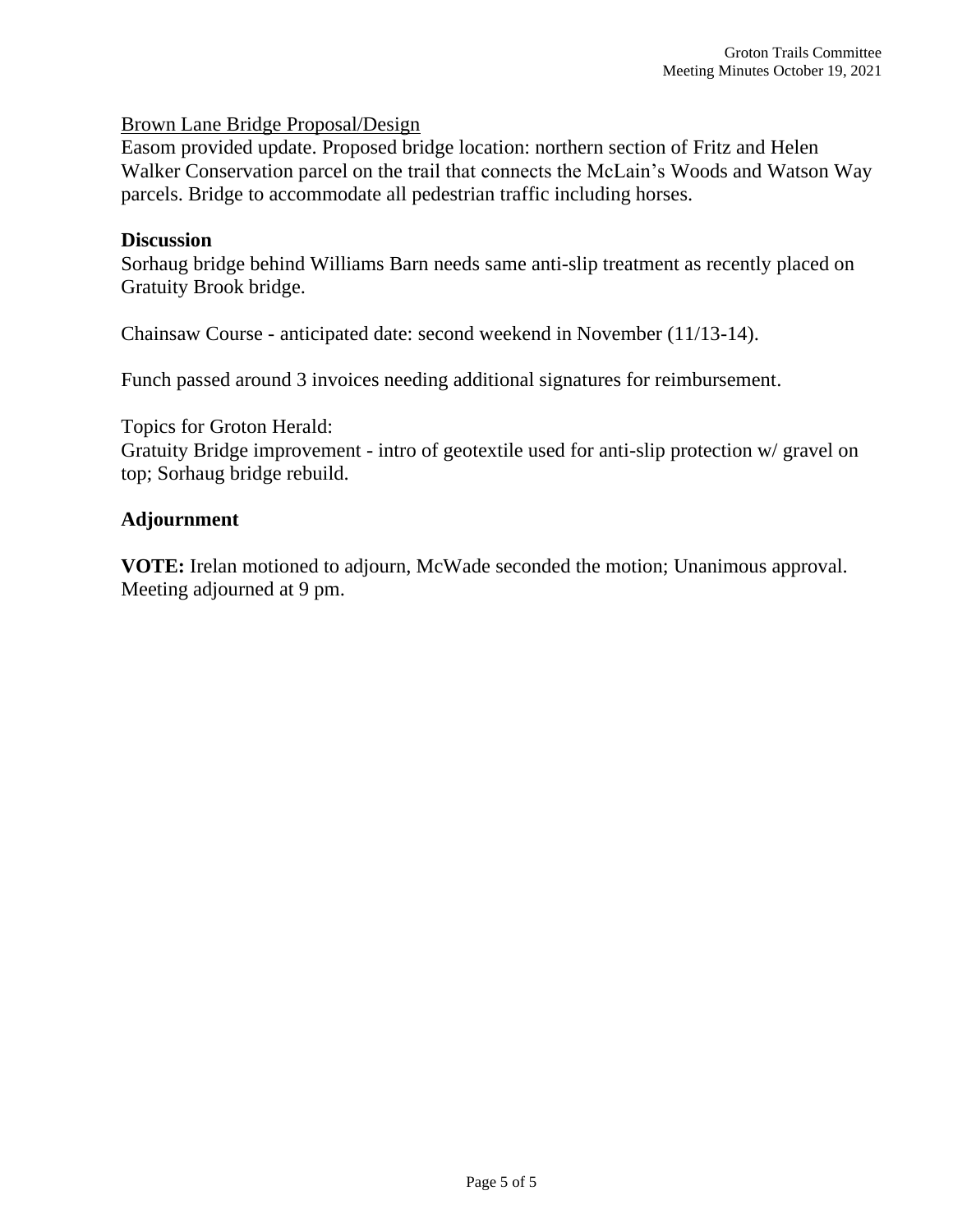<u>Brown Lane Bridge Proposal/Design</u>

Easom provided update. Proposed bridge location: northern section of Fritz and Helen Walker Conservation parcel on the trail that connects the McLain's Woods and Watson Way parcels. Bridge to accommodate all pedestrian traffic including horses.

**Discussion**

Sorhaug bridge behind Williams Barn needs same anti-slip treatment as recently placed on Gratuity Brook bridge.

Chainsaw Course - anticipated date: second weekend in November (11/13-14).

Funch passed around 3 invoices needing additional signatures for reimbursement.

Topics for Groton Herald:
Gratuity Bridge improvement - intro of geotextile used for anti-slip protection w/ gravel on top; Sorhaug bridge rebuild.

**Adjournment**

**VOTE:** Irelan motioned to adjourn, McWade seconded the motion; Unanimous approval. Meeting adjourned at 9 pm.